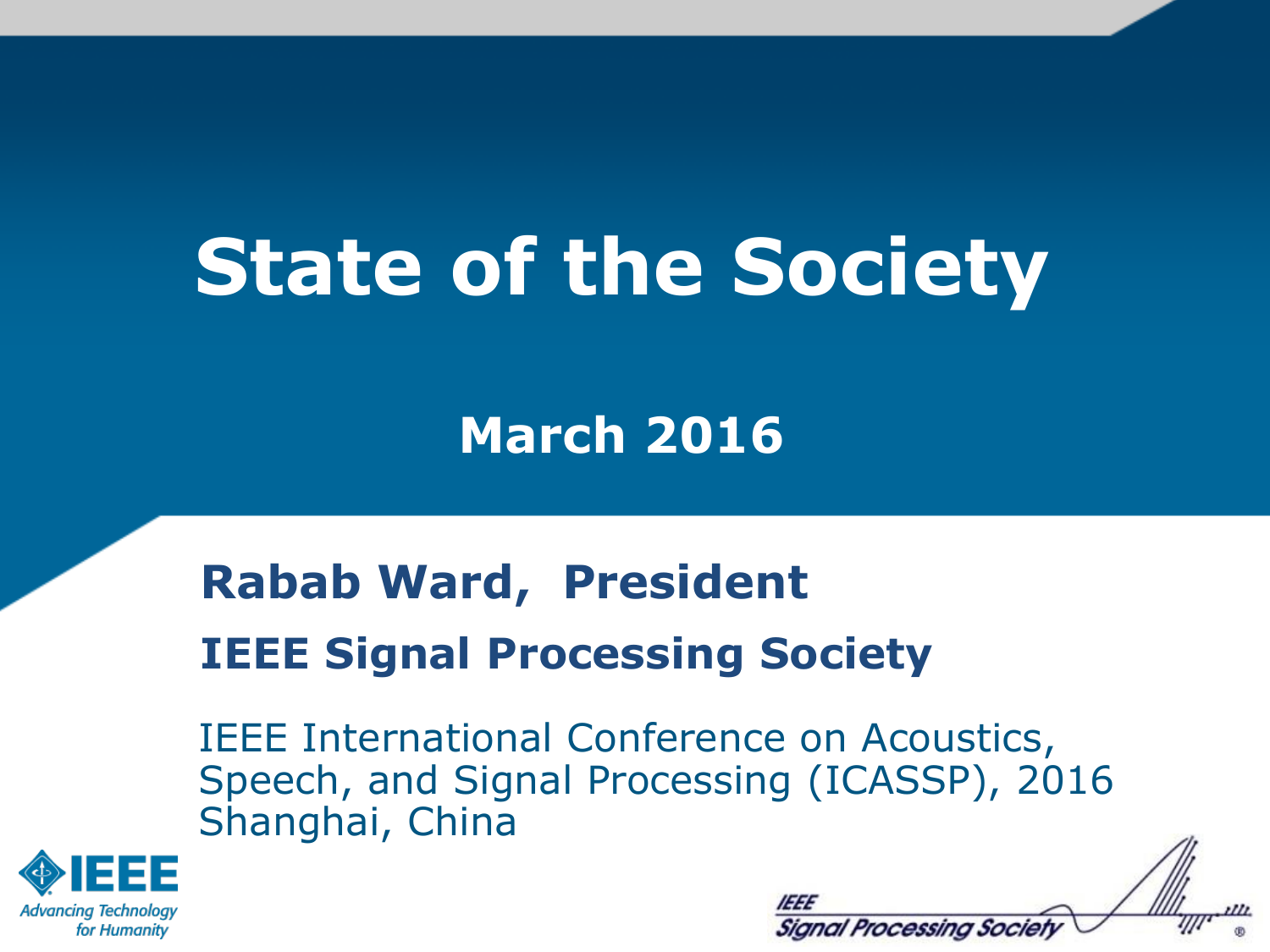# State of the Society

## March 2016

**Rabab Ward, President**

**IEEE Signal Processing Society**

IEEE International Conference on Acoustics, Speech, and Signal Processing (ICASSP), 2016
Shanghai, China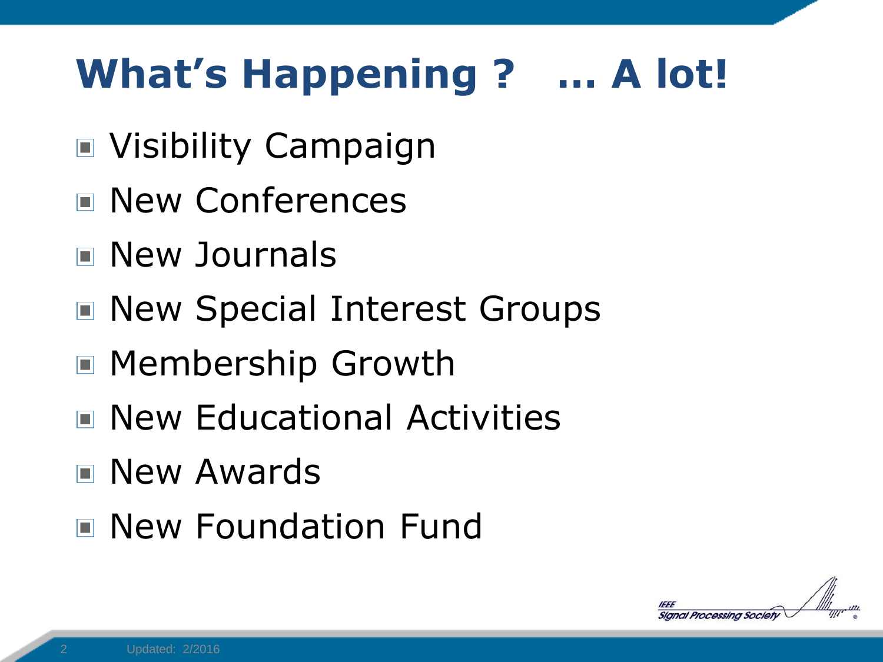# What's Happening ? ... A lot!

- Visibility Campaign
- New Conferences
- New Journals
- New Special Interest Groups
- Membership Growth
- New Educational Activities
- New Awards
- New Foundation Fund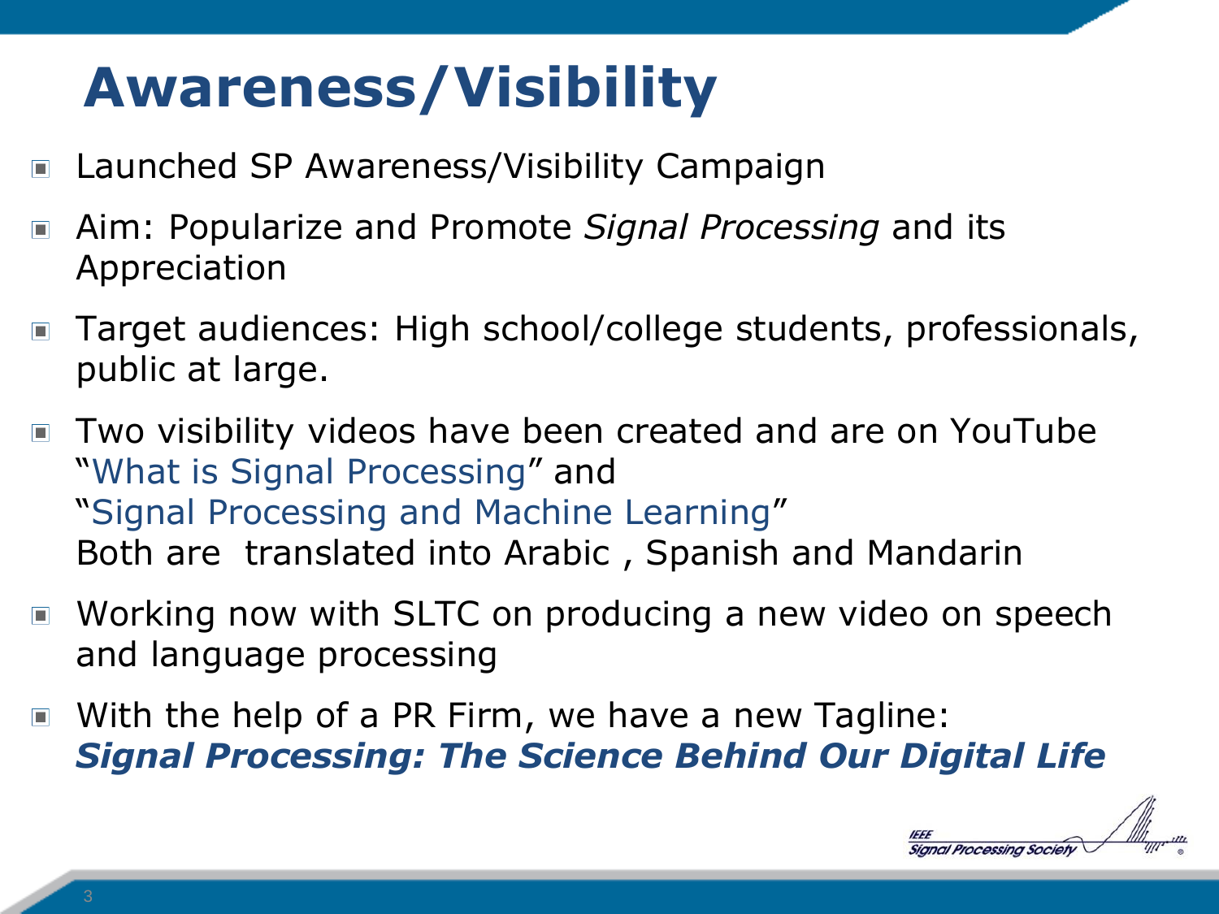# Awareness/Visibility

- Launched SP Awareness/Visibility Campaign
- Aim: Popularize and Promote *Signal Processing* and its Appreciation
- Target audiences: High school/college students, professionals, public at large.
- Two visibility videos have been created and are on YouTube
  "What is Signal Processing" and
  "Signal Processing and Machine Learning"
  Both are translated into Arabic , Spanish and Mandarin
- Working now with SLTC on producing a new video on speech and language processing
- With the help of a PR Firm, we have a new Tagline:
  ***Signal Processing: The Science Behind Our Digital Life***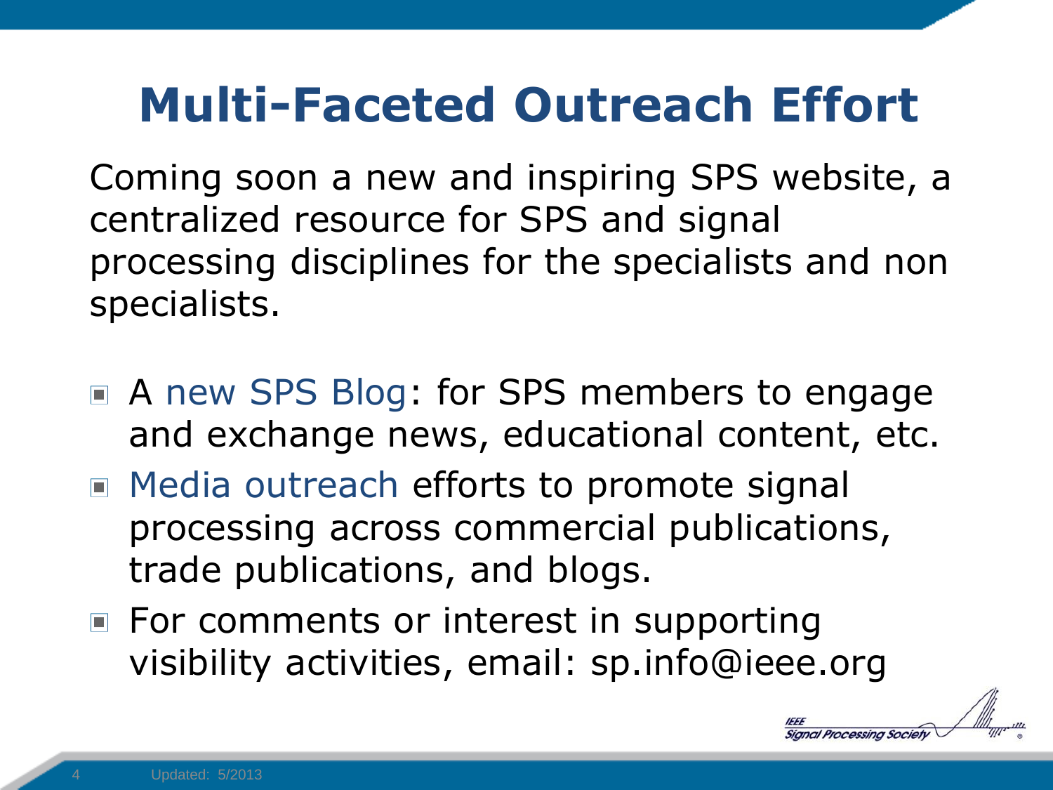# Multi-Faceted Outreach Effort

Coming soon a new and inspiring SPS website, a centralized resource for SPS and signal processing disciplines for the specialists and non specialists.

- A new SPS Blog: for SPS members to engage and exchange news, educational content, etc.
- Media outreach efforts to promote signal processing across commercial publications, trade publications, and blogs.
- For comments or interest in supporting visibility activities, email: sp.info@ieee.org

Updated: 5/2013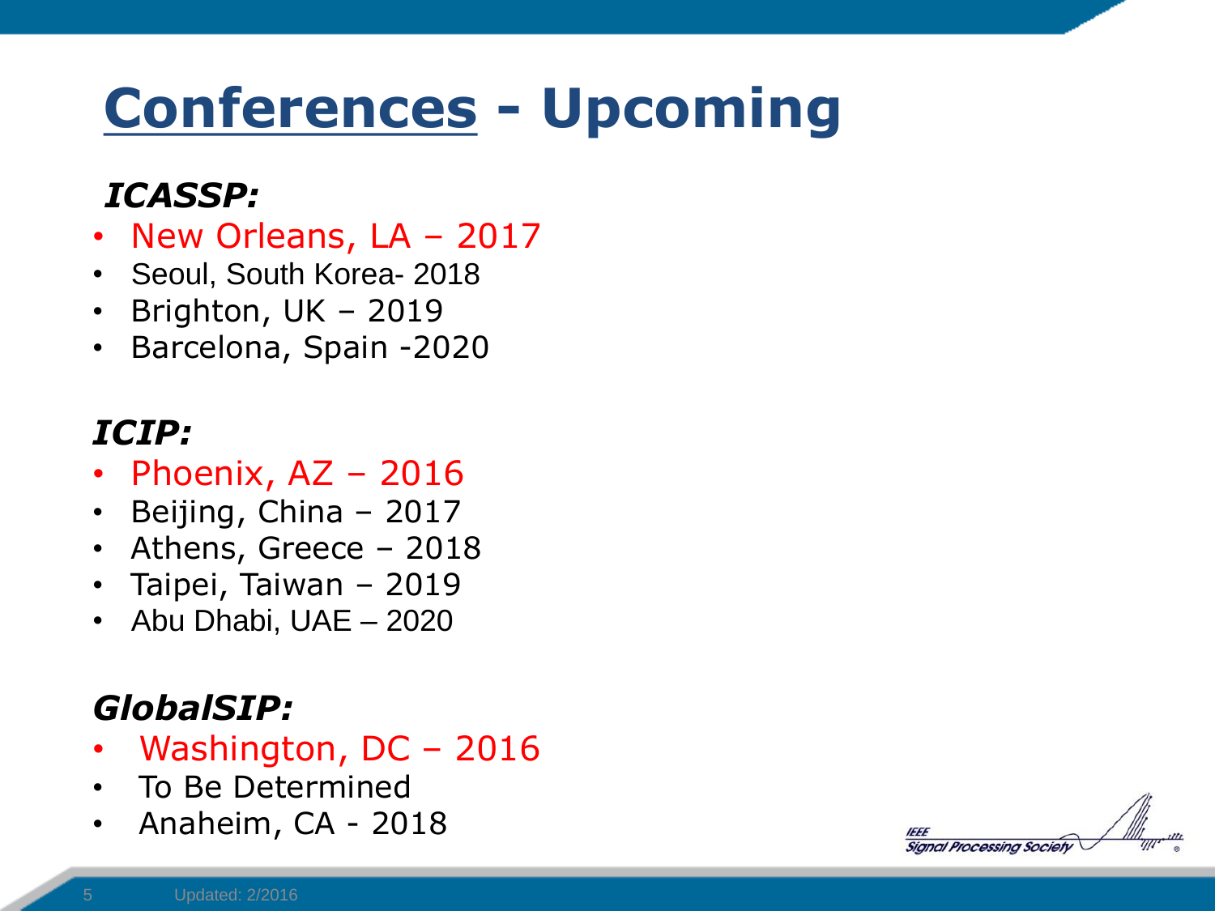# Conferences - Upcoming

***ICASSP:***

- New Orleans, LA – 2017
- Seoul, South Korea- 2018
- Brighton, UK – 2019
- Barcelona, Spain -2020

***ICIP:***

- Phoenix, AZ – 2016
- Beijing, China – 2017
- Athens, Greece – 2018
- Taipei, Taiwan – 2019
- Abu Dhabi, UAE – 2020

***GlobalSIP:***

- Washington, DC – 2016
- To Be Determined
- Anaheim, CA - 2018

Updated: 2/2016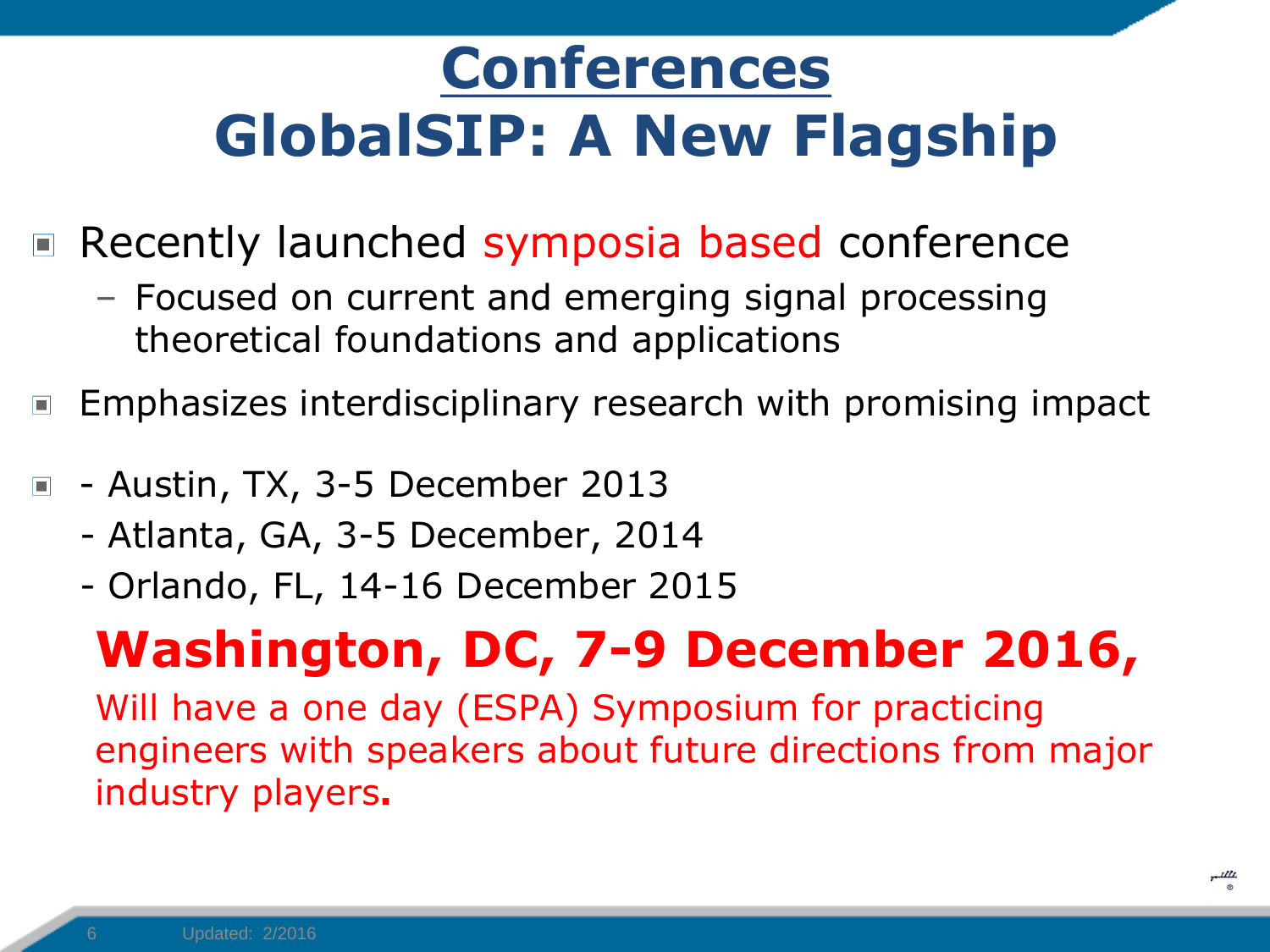# Conferences
## GlobalSIP: A New Flagship

- Recently launched symposia based conference
  - Focused on current and emerging signal processing theoretical foundations and applications
- Emphasizes interdisciplinary research with promising impact
- - Austin, TX, 3-5 December 2013
  - Atlanta, GA, 3-5 December, 2014
  - Orlando, FL, 14-16 December 2015

**Washington, DC, 7-9 December 2016,**

Will have a one day (ESPA) Symposium for practicing engineers with speakers about future directions from major industry players**.**

Updated: 2/2016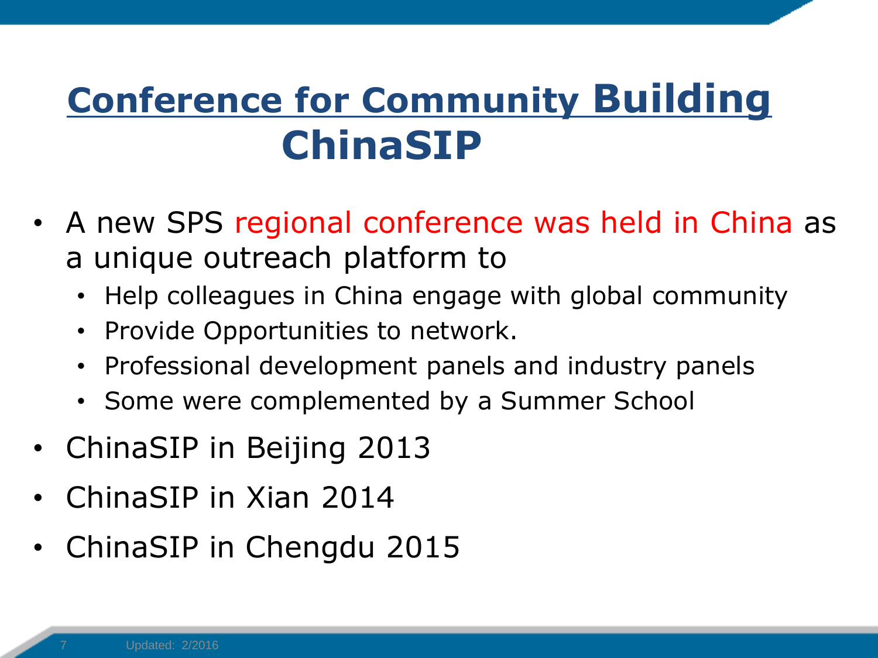# Conference for Community Building ChinaSIP

- A new SPS regional conference was held in China as a unique outreach platform to
  - Help colleagues in China engage with global community
  - Provide Opportunities to network.
  - Professional development panels and industry panels
  - Some were complemented by a Summer School
- ChinaSIP in Beijing 2013
- ChinaSIP in Xian 2014
- ChinaSIP in Chengdu 2015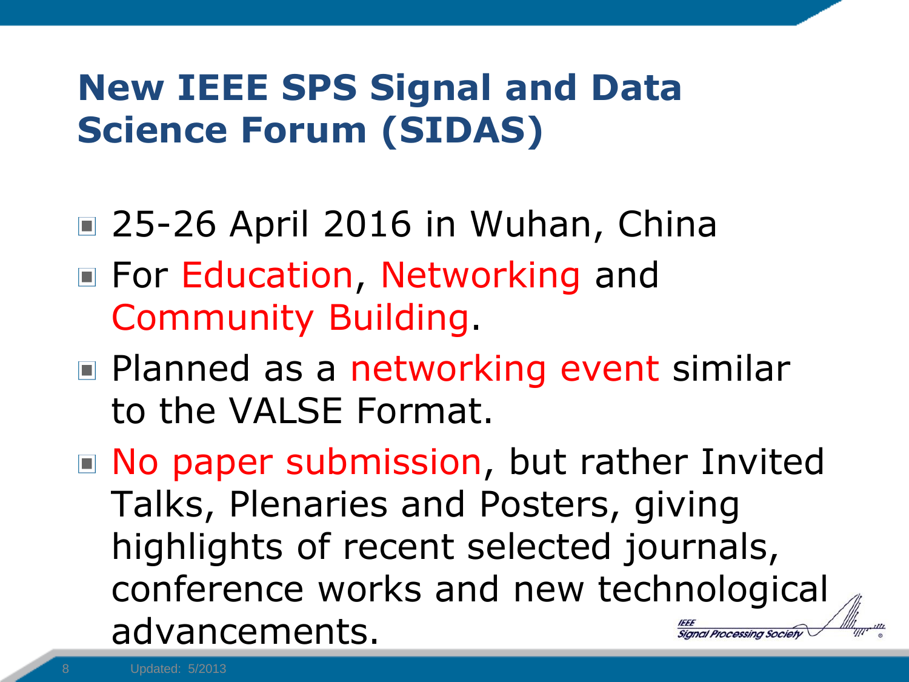# New IEEE SPS Signal and Data Science Forum (SIDAS)

- 25-26 April 2016 in Wuhan, China
- For Education, Networking and Community Building.
- Planned as a networking event similar to the VALSE Format.
- No paper submission, but rather Invited Talks, Plenaries and Posters, giving highlights of recent selected journals, conference works and new technological advancements.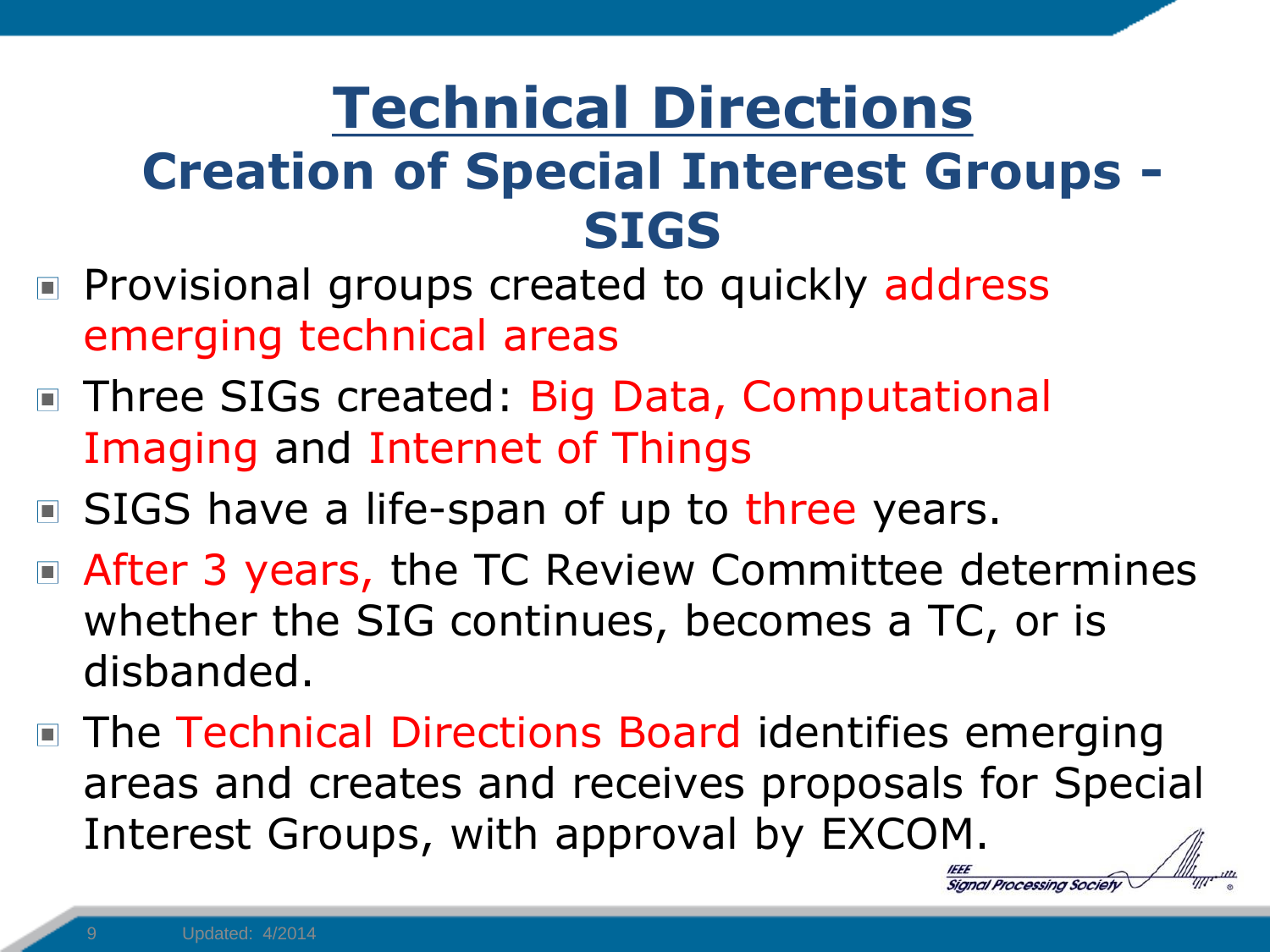# Technical Directions

## Creation of Special Interest Groups - SIGS

- Provisional groups created to quickly address emerging technical areas
- Three SIGs created: Big Data, Computational Imaging and Internet of Things
- SIGS have a life-span of up to three years.
- After 3 years, the TC Review Committee determines whether the SIG continues, becomes a TC, or is disbanded.
- The Technical Directions Board identifies emerging areas and creates and receives proposals for Special Interest Groups, with approval by EXCOM.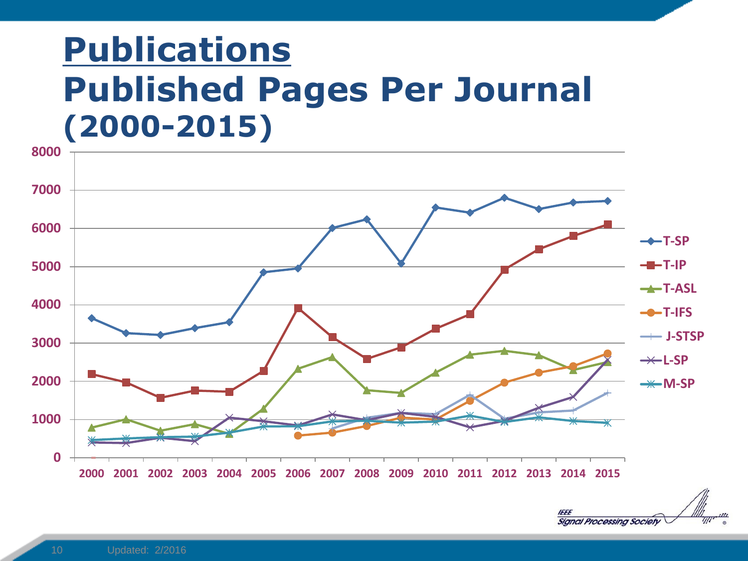# Publications

## Published Pages Per Journal (2000-2015)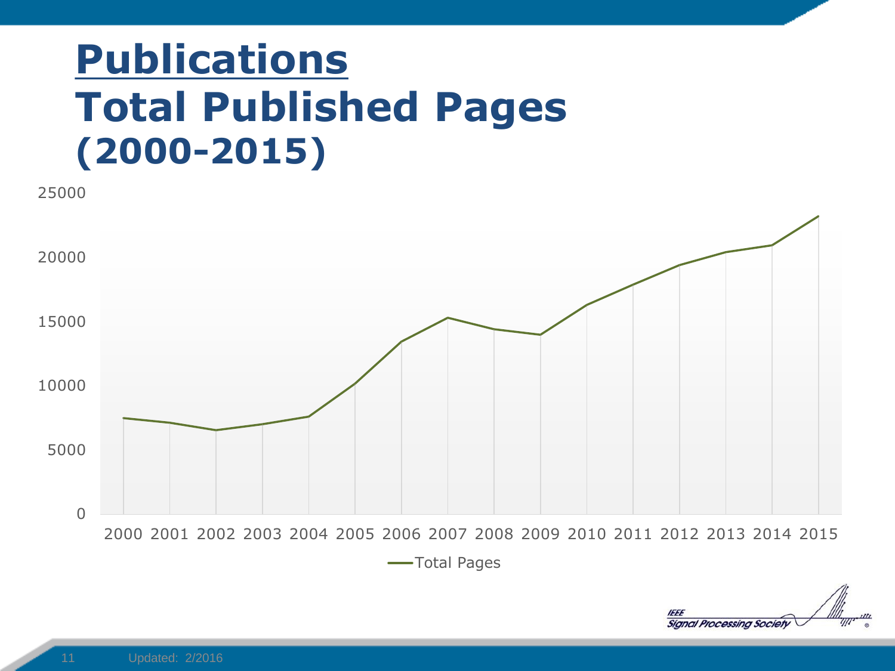# Publications

# Total Published Pages (2000-2015)

25000

20000

15000

10000

5000

0

2000 2001 2002 2003 2004 2005 2006 2007 2008 2009 2010 2011 2012 2013 2014 2015

Total Pages

Updated: 2/2016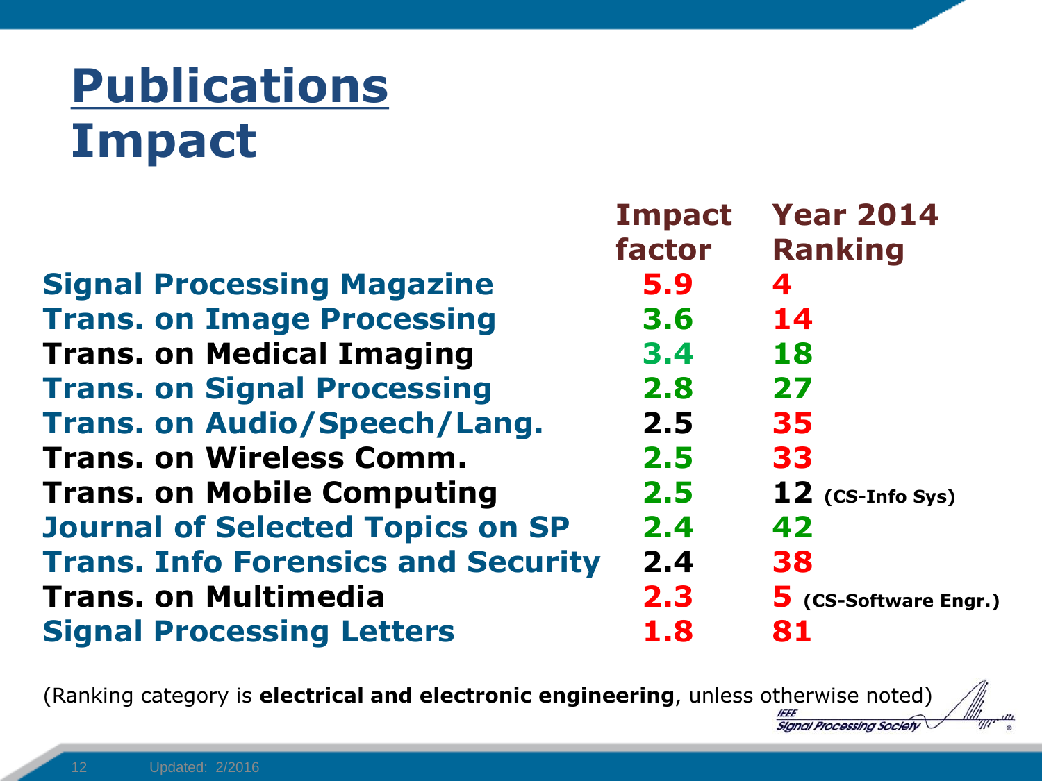# Publications

## Impact

| | Impact factor | Year 2014 Ranking |
|---|---|---|
| Signal Processing Magazine | 5.9 | 4 |
| Trans. on Image Processing | 3.6 | 14 |
| Trans. on Medical Imaging | 3.4 | 18 |
| Trans. on Signal Processing | 2.8 | 27 |
| Trans. on Audio/Speech/Lang. | 2.5 | 35 |
| Trans. on Wireless Comm. | 2.5 | 33 |
| Trans. on Mobile Computing | 2.5 | 12 (CS-Info Sys) |
| Journal of Selected Topics on SP | 2.4 | 42 |
| Trans. Info Forensics and Security | 2.4 | 38 |
| Trans. on Multimedia | 2.3 | 5 (CS-Software Engr.) |
| Signal Processing Letters | 1.8 | 81 |

(Ranking category is **electrical and electronic engineering**, unless otherwise noted)

Updated: 2/2016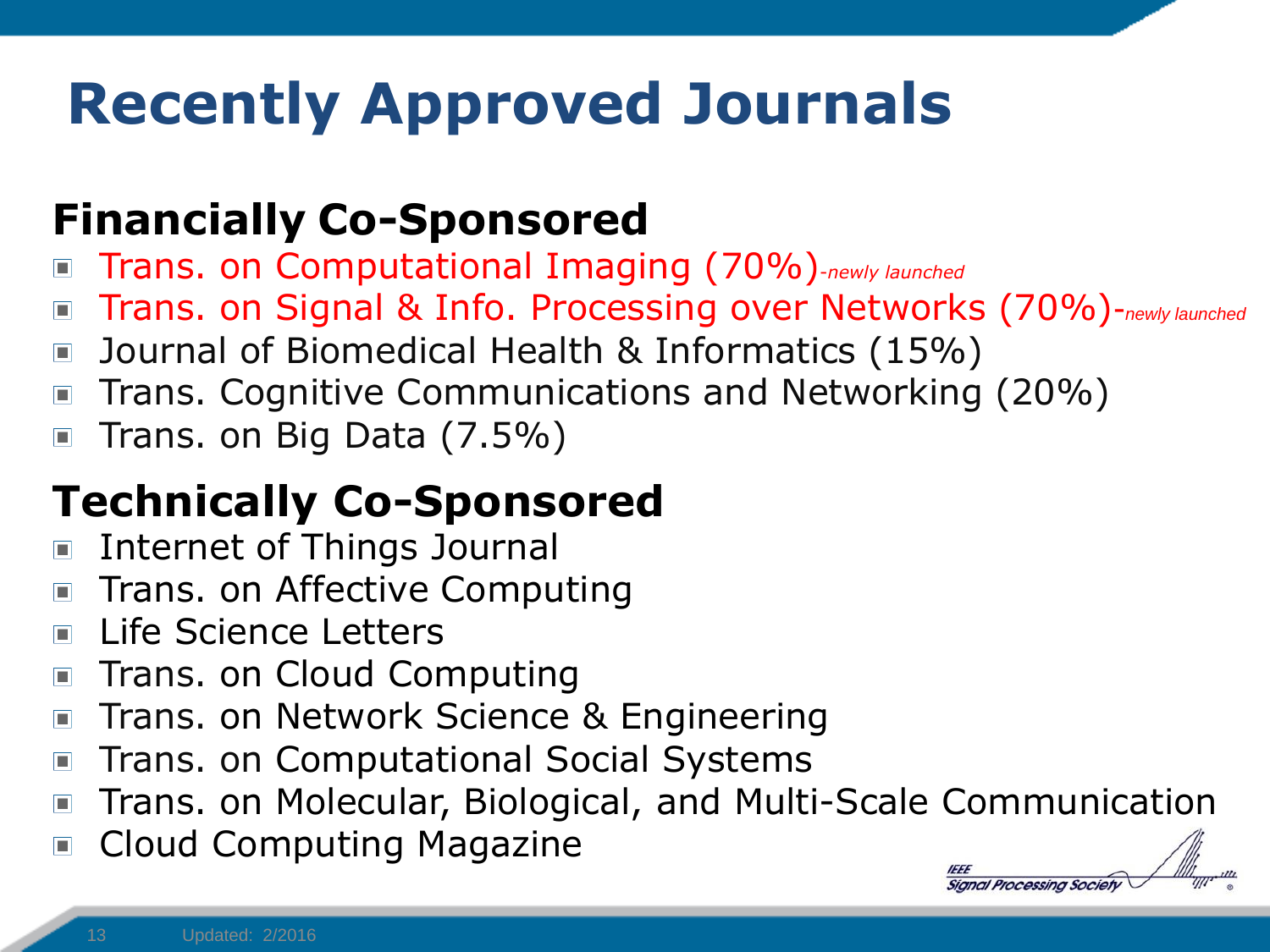# Recently Approved Journals

## Financially Co-Sponsored

- Trans. on Computational Imaging (70%)*-newly launched*
- Trans. on Signal & Info. Processing over Networks (70%)-*newly launched*
- Journal of Biomedical Health & Informatics (15%)
- Trans. Cognitive Communications and Networking (20%)
- Trans. on Big Data (7.5%)

## Technically Co-Sponsored

- Internet of Things Journal
- Trans. on Affective Computing
- Life Science Letters
- Trans. on Cloud Computing
- Trans. on Network Science & Engineering
- Trans. on Computational Social Systems
- Trans. on Molecular, Biological, and Multi-Scale Communication
- Cloud Computing Magazine

Updated: 2/2016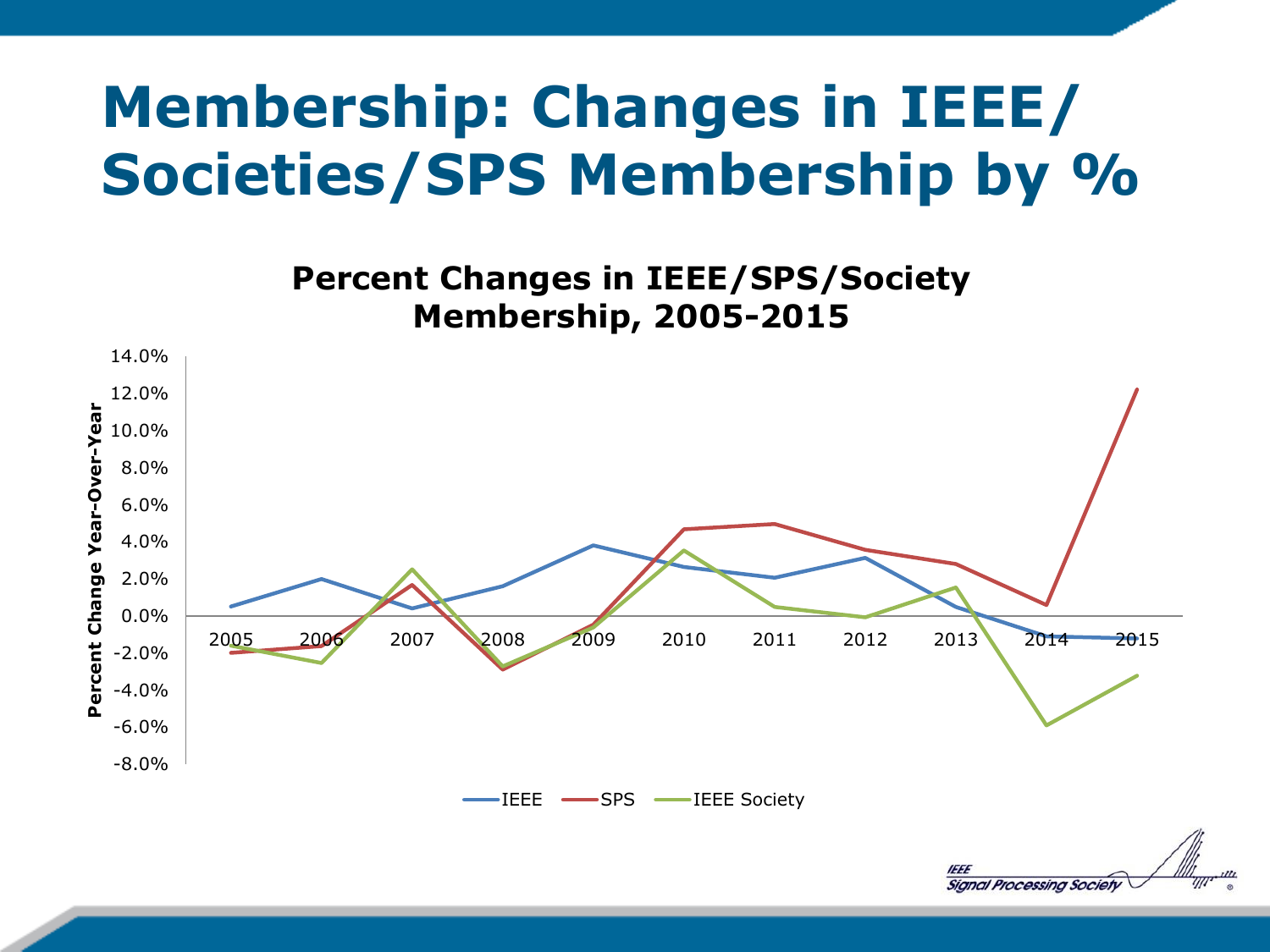# Membership: Changes in IEEE/ Societies/SPS Membership by %

**Percent Changes in IEEE/SPS/Society Membership, 2005-2015**

Percent Change Year-Over-Year

14.0%
12.0%
10.0%
8.0%
6.0%
4.0%
2.0%
0.0%
-2.0%
-4.0%
-6.0%
-8.0%

2005 2006 2007 2008 2009 2010 2011 2012 2013 2014 2015

IEEE SPS IEEE Society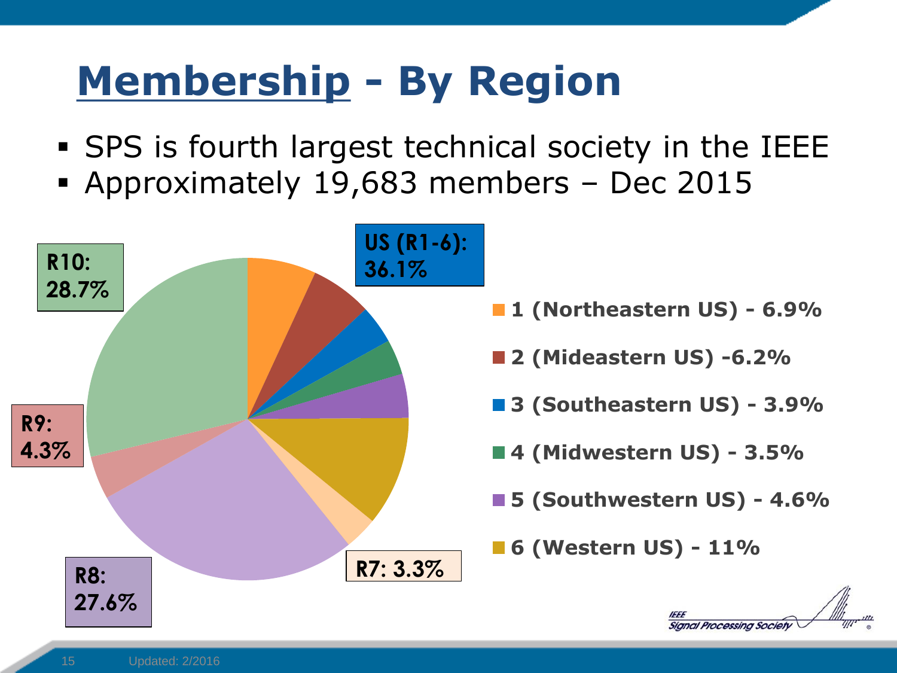# Membership - By Region

- SPS is fourth largest technical society in the IEEE
- Approximately 19,683 members – Dec 2015

**US (R1-6): 36.1%**

**R10: 28.7%**

**R9: 4.3%**

**R8: 27.6%**

**R7: 3.3%**

- **1 (Northeastern US) - 6.9%**
- **2 (Mideastern US) -6.2%**
- **3 (Southeastern US) - 3.9%**
- **4 (Midwestern US) - 3.5%**
- **5 (Southwestern US) - 4.6%**
- **6 (Western US) - 11%**

Updated: 2/2016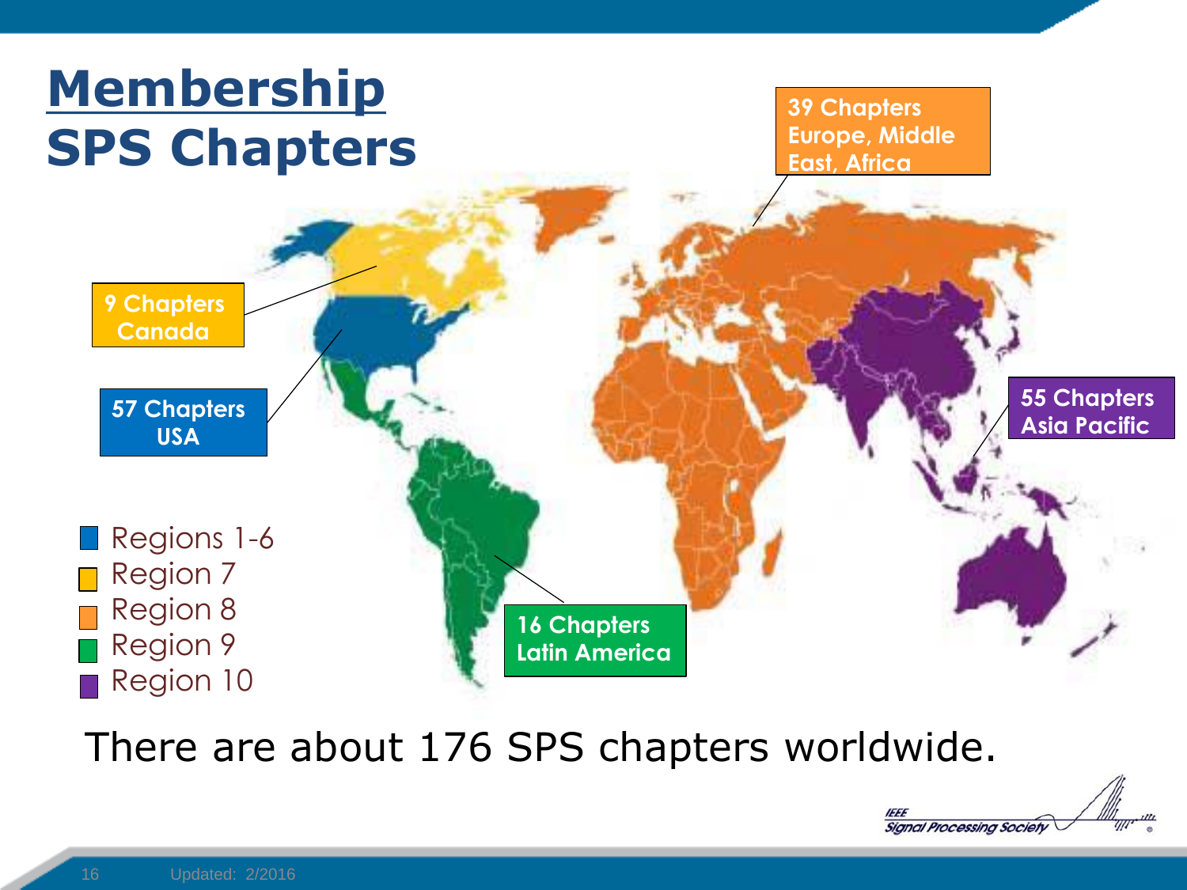# Membership
# SPS Chapters

39 Chapters Europe, Middle East, Africa

9 Chapters Canada

57 Chapters USA

55 Chapters Asia Pacific

16 Chapters Latin America

- Regions 1-6
- Region 7
- Region 8
- Region 9
- Region 10

There are about 176 SPS chapters worldwide.

Updated: 2/2016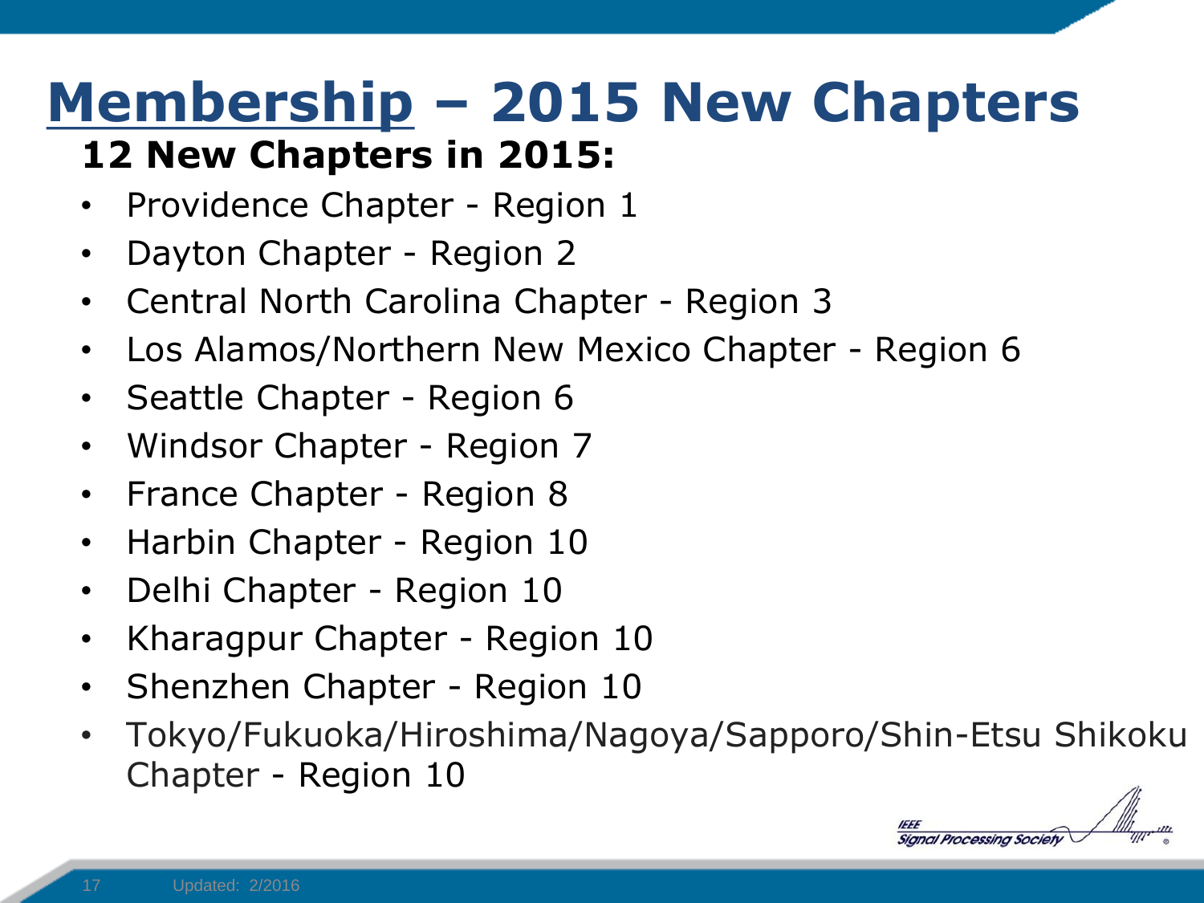# Membership – 2015 New Chapters

**12 New Chapters in 2015:**

- Providence Chapter - Region 1
- Dayton Chapter - Region 2
- Central North Carolina Chapter - Region 3
- Los Alamos/Northern New Mexico Chapter - Region 6
- Seattle Chapter - Region 6
- Windsor Chapter - Region 7
- France Chapter - Region 8
- Harbin Chapter - Region 10
- Delhi Chapter - Region 10
- Kharagpur Chapter - Region 10
- Shenzhen Chapter - Region 10
- Tokyo/Fukuoka/Hiroshima/Nagoya/Sapporo/Shin-Etsu Shikoku Chapter - Region 10

Updated: 2/2016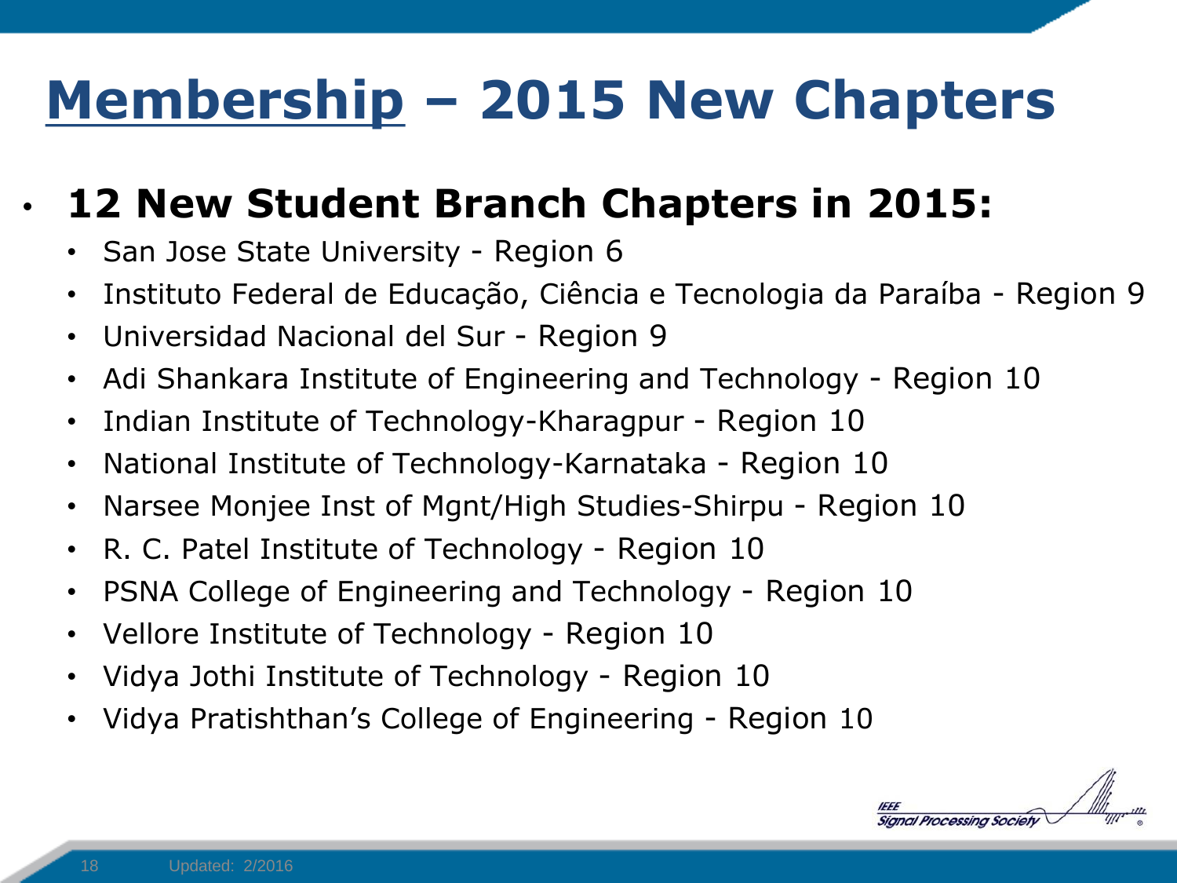# Membership – 2015 New Chapters

- **12 New Student Branch Chapters in 2015:**
  - San Jose State University - Region 6
  - Instituto Federal de Educação, Ciência e Tecnologia da Paraíba - Region 9
  - Universidad Nacional del Sur - Region 9
  - Adi Shankara Institute of Engineering and Technology - Region 10
  - Indian Institute of Technology-Kharagpur - Region 10
  - National Institute of Technology-Karnataka - Region 10
  - Narsee Monjee Inst of Mgnt/High Studies-Shirpu - Region 10
  - R. C. Patel Institute of Technology - Region 10
  - PSNA College of Engineering and Technology - Region 10
  - Vellore Institute of Technology - Region 10
  - Vidya Jothi Institute of Technology - Region 10
  - Vidya Pratishthan's College of Engineering - Region 10

Updated: 2/2016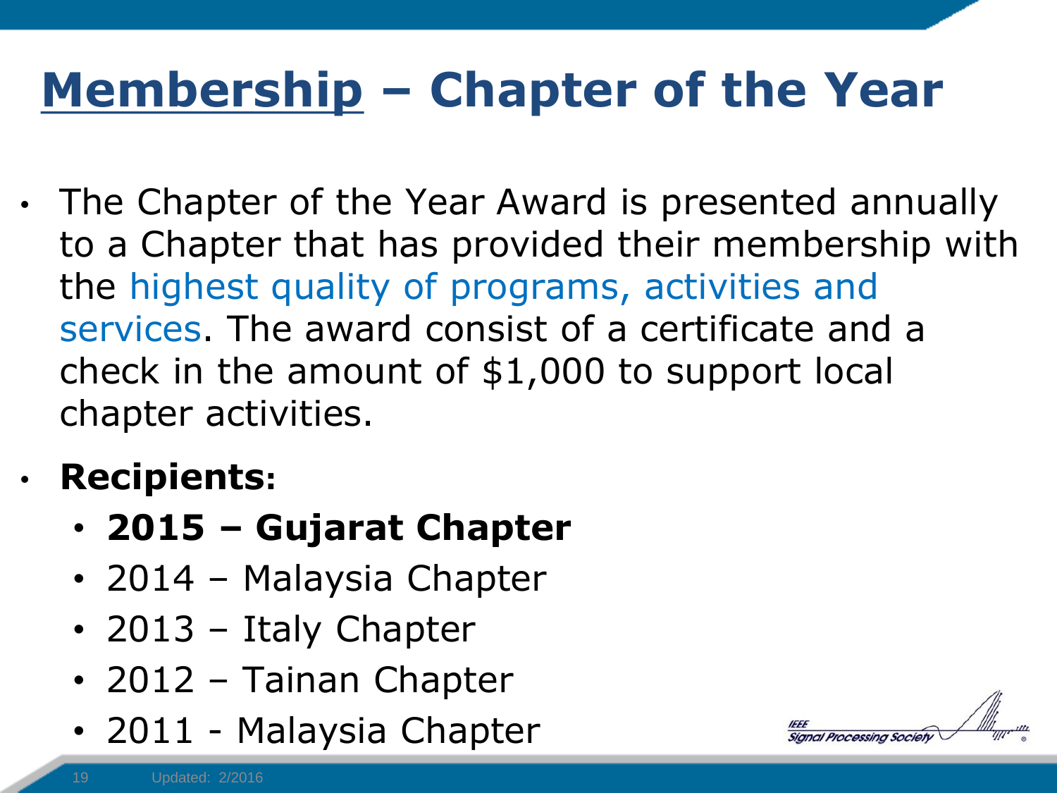# Membership – Chapter of the Year

- The Chapter of the Year Award is presented annually to a Chapter that has provided their membership with the highest quality of programs, activities and services. The award consist of a certificate and a check in the amount of $1,000 to support local chapter activities.
- **Recipients:**
  - **2015 – Gujarat Chapter**
  - 2014 – Malaysia Chapter
  - 2013 – Italy Chapter
  - 2012 – Tainan Chapter
  - 2011 - Malaysia Chapter

Updated: 2/2016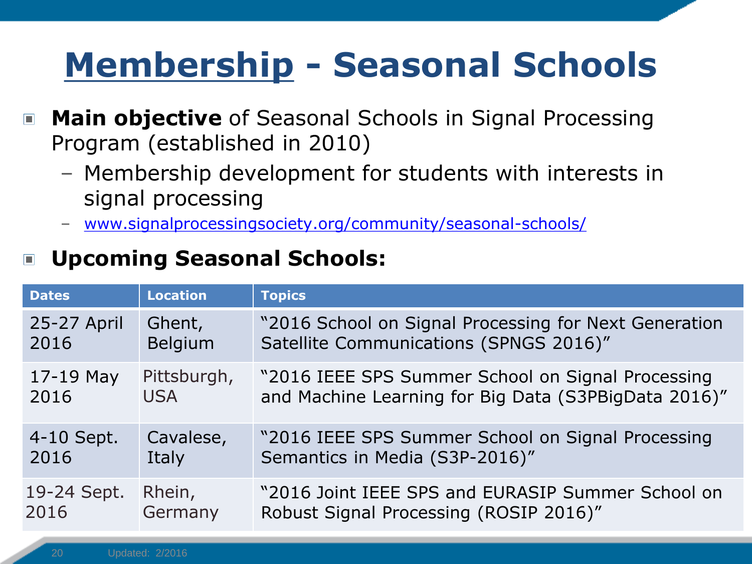# Membership - Seasonal Schools

- **Main objective** of Seasonal Schools in Signal Processing Program (established in 2010)
  - Membership development for students with interests in signal processing
  - www.signalprocessingsociety.org/community/seasonal-schools/
- **Upcoming Seasonal Schools:**

| Dates | Location | Topics |
|---|---|---|
| 25-27 April 2016 | Ghent, Belgium | "2016 School on Signal Processing for Next Generation Satellite Communications (SPNGS 2016)" |
| 17-19 May 2016 | Pittsburgh, USA | "2016 IEEE SPS Summer School on Signal Processing and Machine Learning for Big Data (S3PBigData 2016)" |
| 4-10 Sept. 2016 | Cavalese, Italy | "2016 IEEE SPS Summer School on Signal Processing Semantics in Media (S3P-2016)" |
| 19-24 Sept. 2016 | Rhein, Germany | "2016 Joint IEEE SPS and EURASIP Summer School on Robust Signal Processing (ROSIP 2016)" |

Updated: 2/2016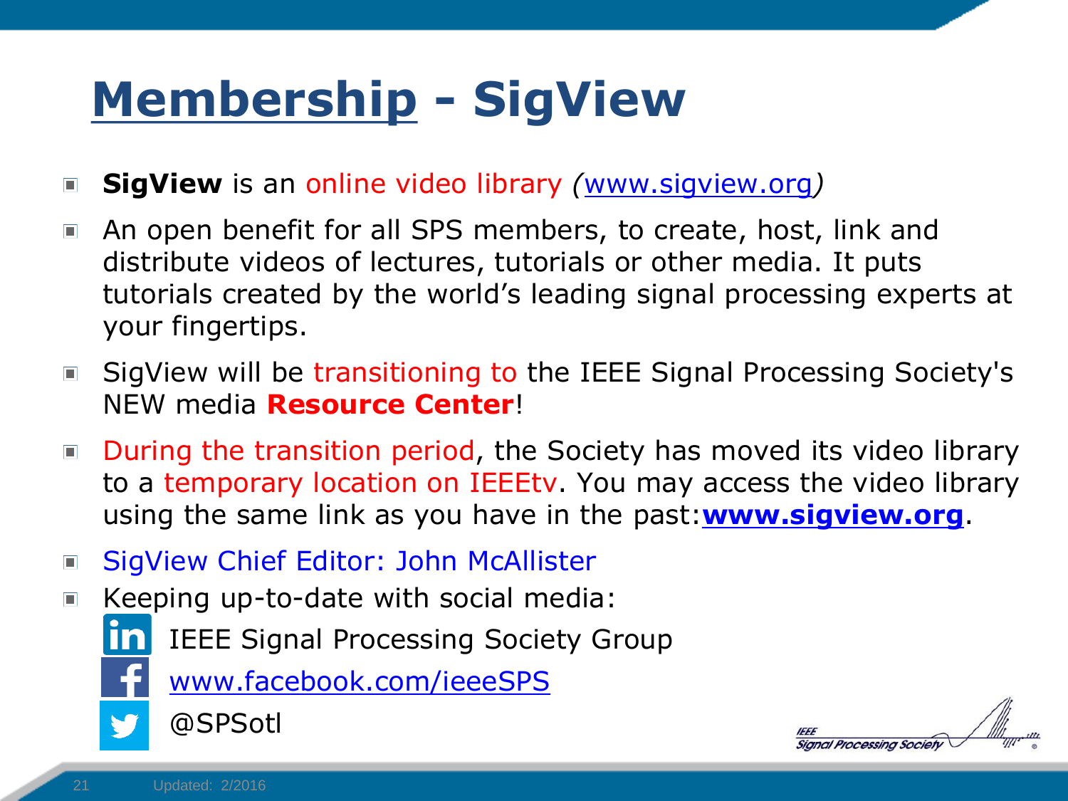# Membership - SigView

- **SigView** is an online video library *(www.sigview.org)*
- An open benefit for all SPS members, to create, host, link and distribute videos of lectures, tutorials or other media. It puts tutorials created by the world's leading signal processing experts at your fingertips.
- SigView will be transitioning to the IEEE Signal Processing Society's NEW media **Resource Center**!
- During the transition period, the Society has moved its video library to a temporary location on IEEEtv. You may access the video library using the same link as you have in the past:**www.sigview.org**.
- SigView Chief Editor: John McAllister
- Keeping up-to-date with social media:
  - IEEE Signal Processing Society Group
  - www.facebook.com/ieeeSPS
  - @SPSotl

Updated: 2/2016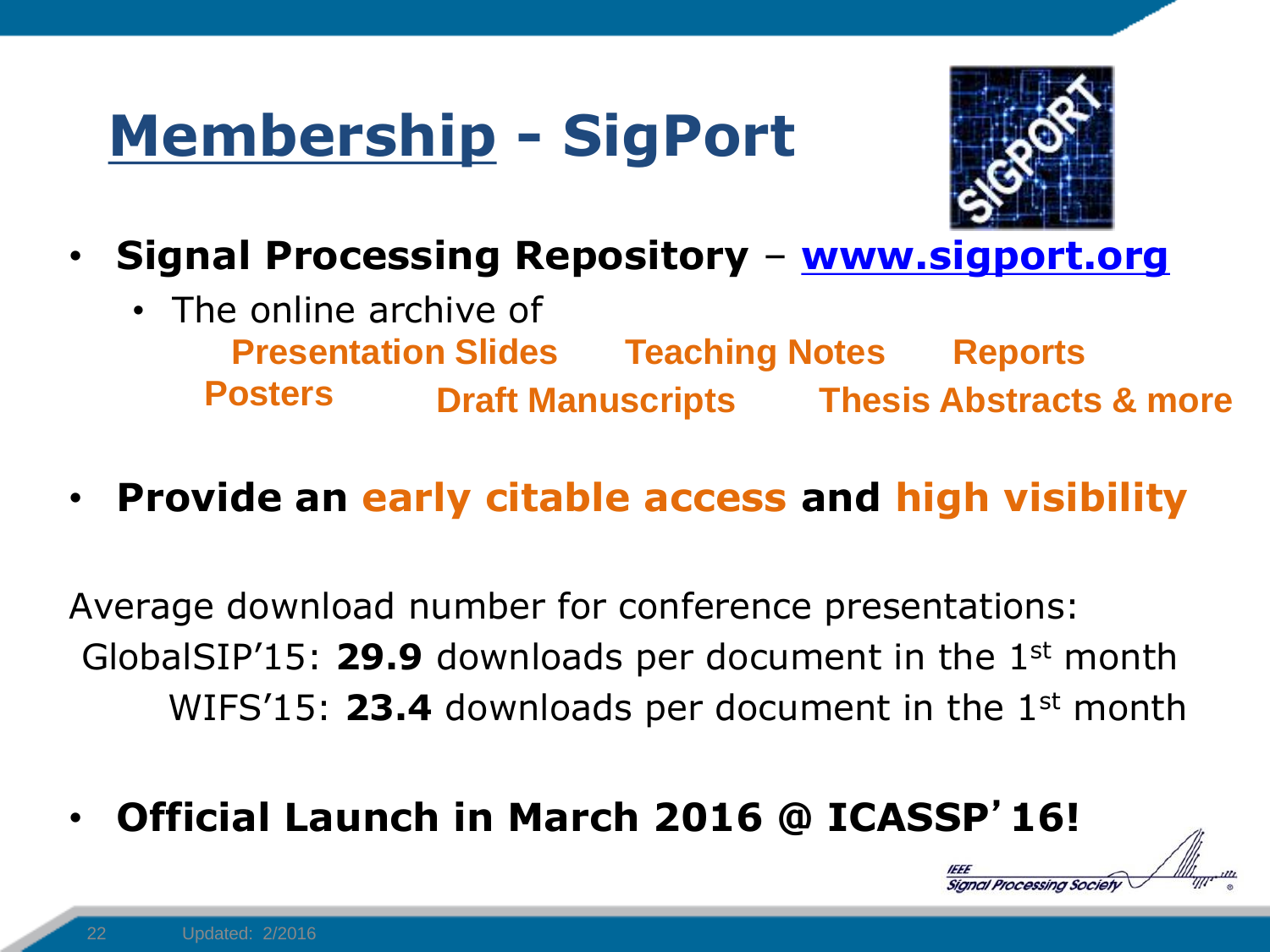# Membership - SigPort

- **Signal Processing Repository** – **www.sigport.org**
  - The online archive of

**Presentation Slides** **Teaching Notes** **Reports**
**Posters** **Draft Manuscripts** **Thesis Abstracts & more**

- **Provide an early citable access and high visibility**

Average download number for conference presentations:

GlobalSIP'15: **29.9** downloads per document in the 1st month

WIFS'15: **23.4** downloads per document in the 1st month

- **Official Launch in March 2016 @ ICASSP'16!**

Updated: 2/2016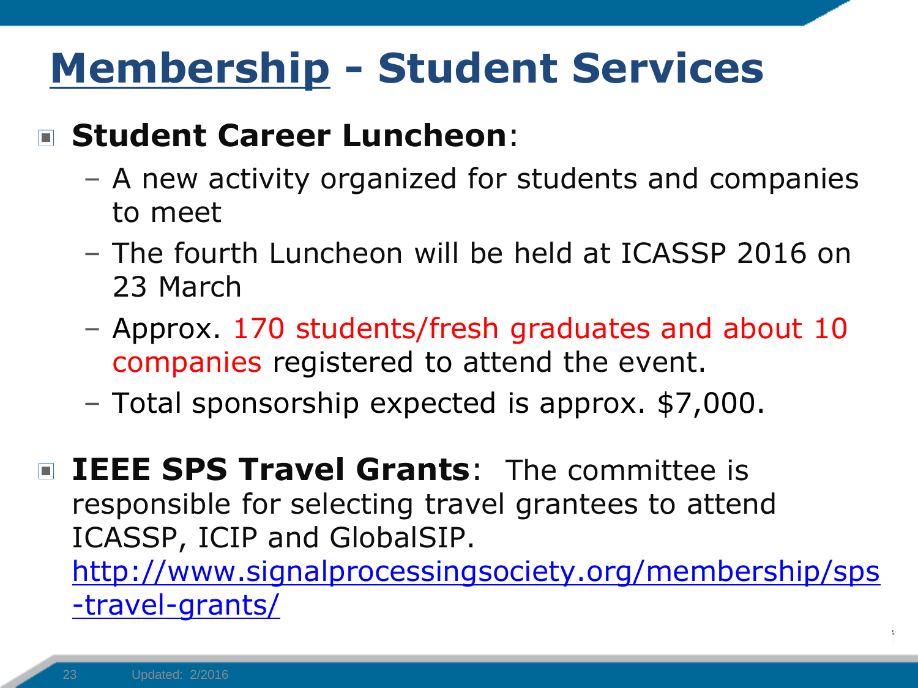# Membership - Student Services

- **Student Career Luncheon**:
  - A new activity organized for students and companies to meet
  - The fourth Luncheon will be held at ICASSP 2016 on 23 March
  - Approx. 170 students/fresh graduates and about 10 companies registered to attend the event.
  - Total sponsorship expected is approx. $7,000.

- **IEEE SPS Travel Grants**: The committee is responsible for selecting travel grantees to attend ICASSP, ICIP and GlobalSIP. http://www.signalprocessingsociety.org/membership/sps-travel-grants/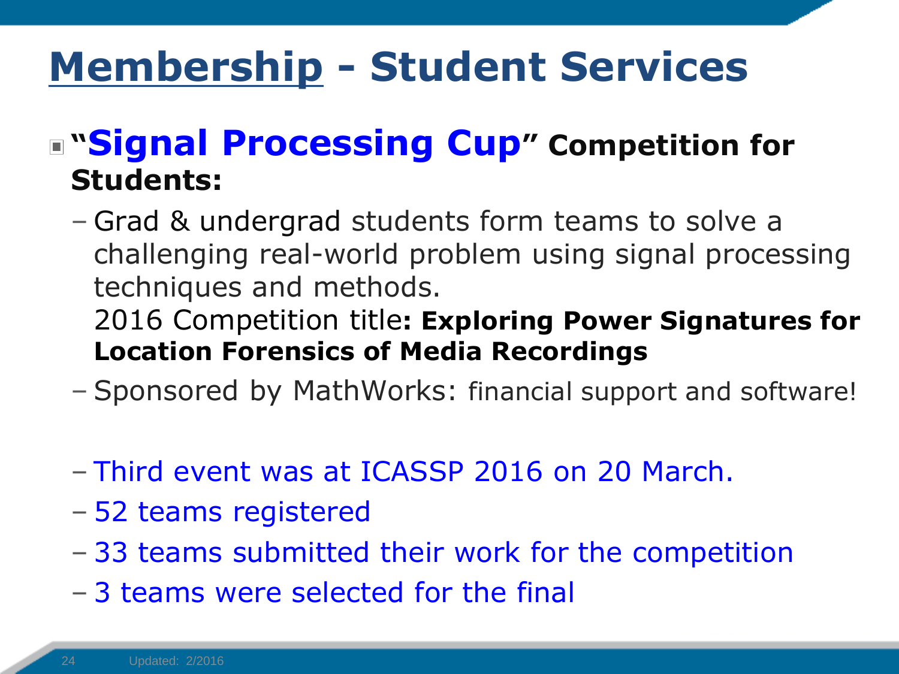# Membership - Student Services

- **"Signal Processing Cup" Competition for Students:**
  - Grad & undergrad students form teams to solve a challenging real-world problem using signal processing techniques and methods.
    2016 Competition title**: Exploring Power Signatures for Location Forensics of Media Recordings**
  - Sponsored by MathWorks: financial support and software!
  - Third event was at ICASSP 2016 on 20 March.
  - 52 teams registered
  - 33 teams submitted their work for the competition
  - 3 teams were selected for the final

Updated: 2/2016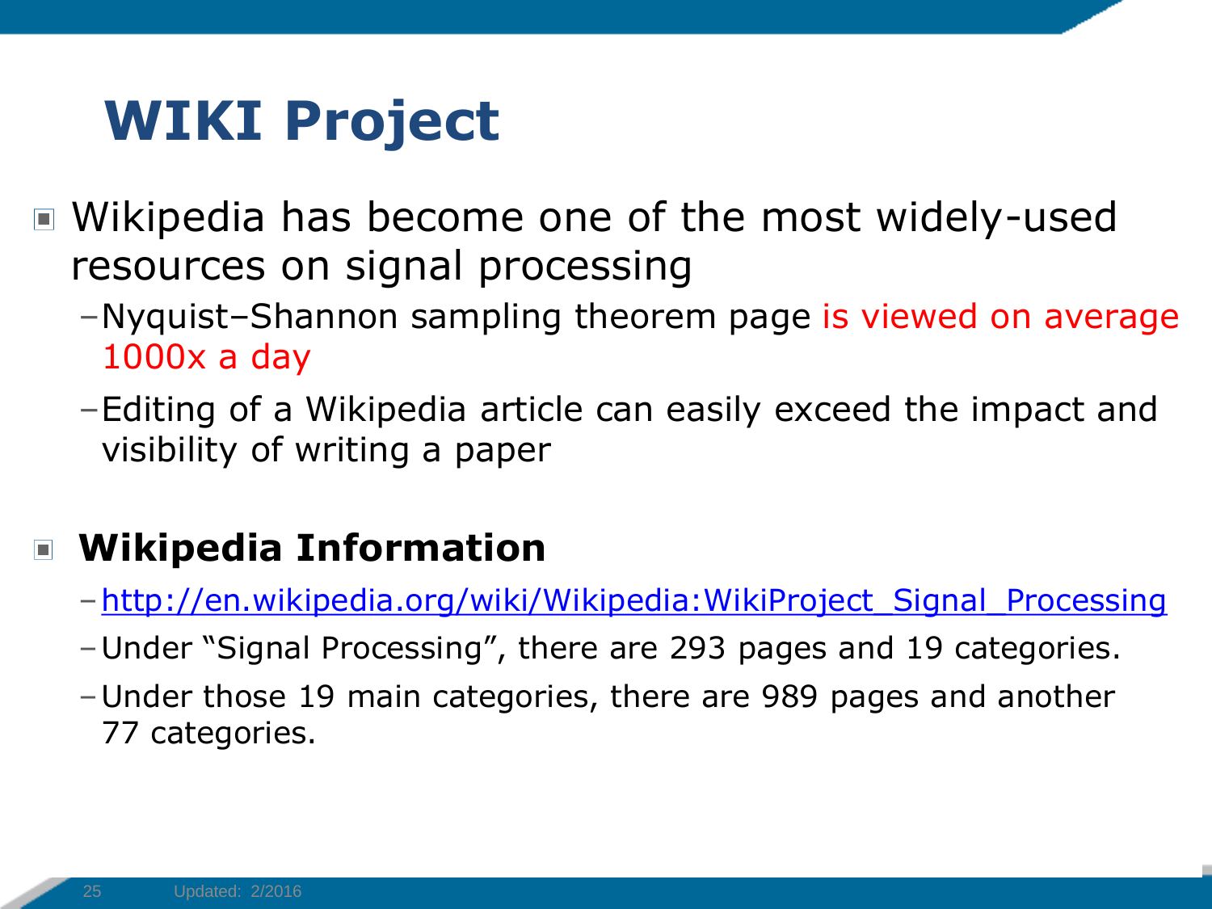# WIKI Project

- Wikipedia has become one of the most widely-used resources on signal processing
  - Nyquist–Shannon sampling theorem page is viewed on average 1000x a day
  - Editing of a Wikipedia article can easily exceed the impact and visibility of writing a paper

- **Wikipedia Information**
  - http://en.wikipedia.org/wiki/Wikipedia:WikiProject_Signal_Processing
  - Under "Signal Processing", there are 293 pages and 19 categories.
  - Under those 19 main categories, there are 989 pages and another 77 categories.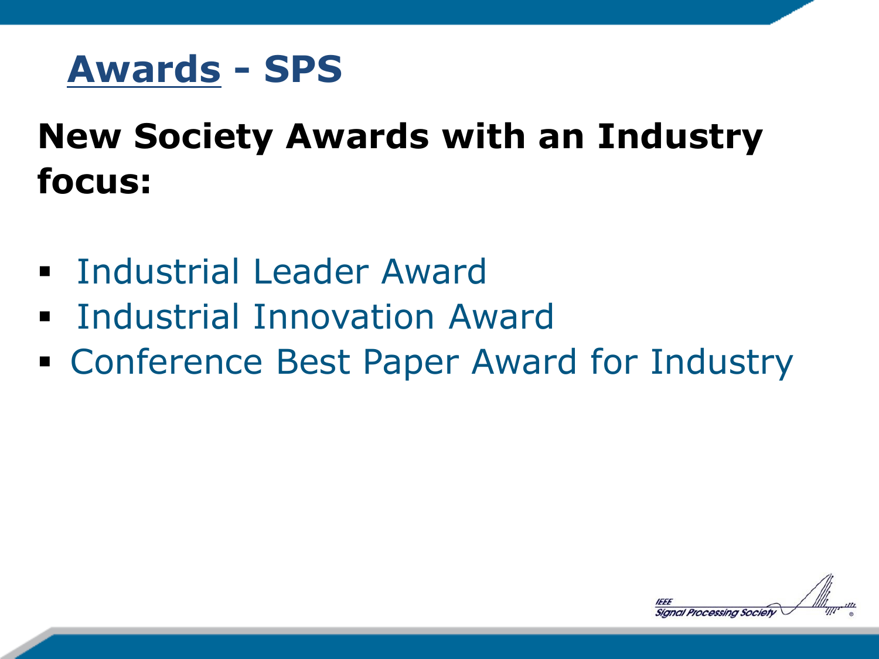# Awards - SPS

## New Society Awards with an Industry focus:

- Industrial Leader Award
- Industrial Innovation Award
- Conference Best Paper Award for Industry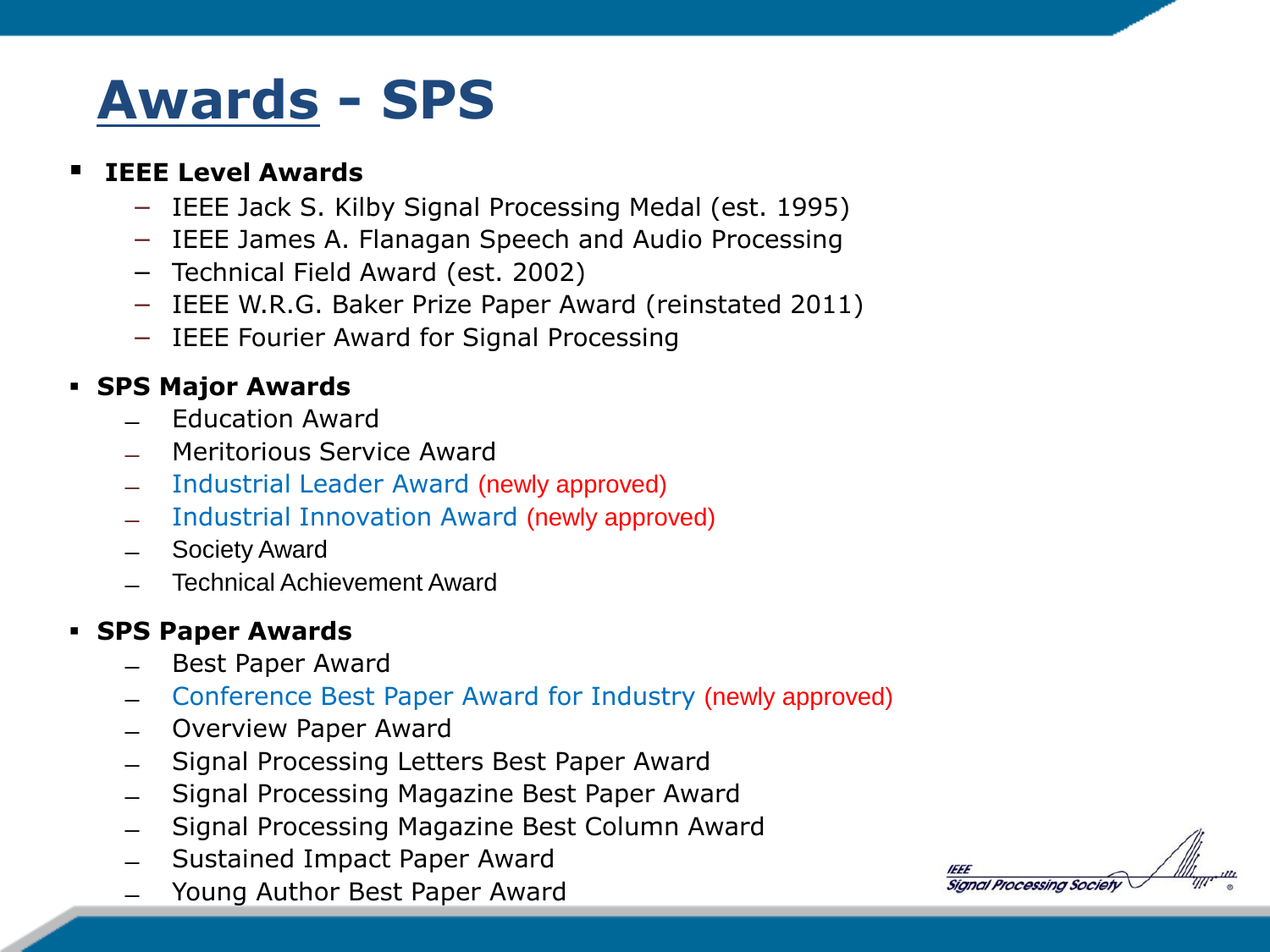# Awards - SPS

- **IEEE Level Awards**
  - IEEE Jack S. Kilby Signal Processing Medal (est. 1995)
  - IEEE James A. Flanagan Speech and Audio Processing
  - Technical Field Award (est. 2002)
  - IEEE W.R.G. Baker Prize Paper Award (reinstated 2011)
  - IEEE Fourier Award for Signal Processing
- **SPS Major Awards**
  - Education Award
  - Meritorious Service Award
  - Industrial Leader Award (newly approved)
  - Industrial Innovation Award (newly approved)
  - Society Award
  - Technical Achievement Award
- **SPS Paper Awards**
  - Best Paper Award
  - Conference Best Paper Award for Industry (newly approved)
  - Overview Paper Award
  - Signal Processing Letters Best Paper Award
  - Signal Processing Magazine Best Paper Award
  - Signal Processing Magazine Best Column Award
  - Sustained Impact Paper Award
  - Young Author Best Paper Award

IEEE Signal Processing Society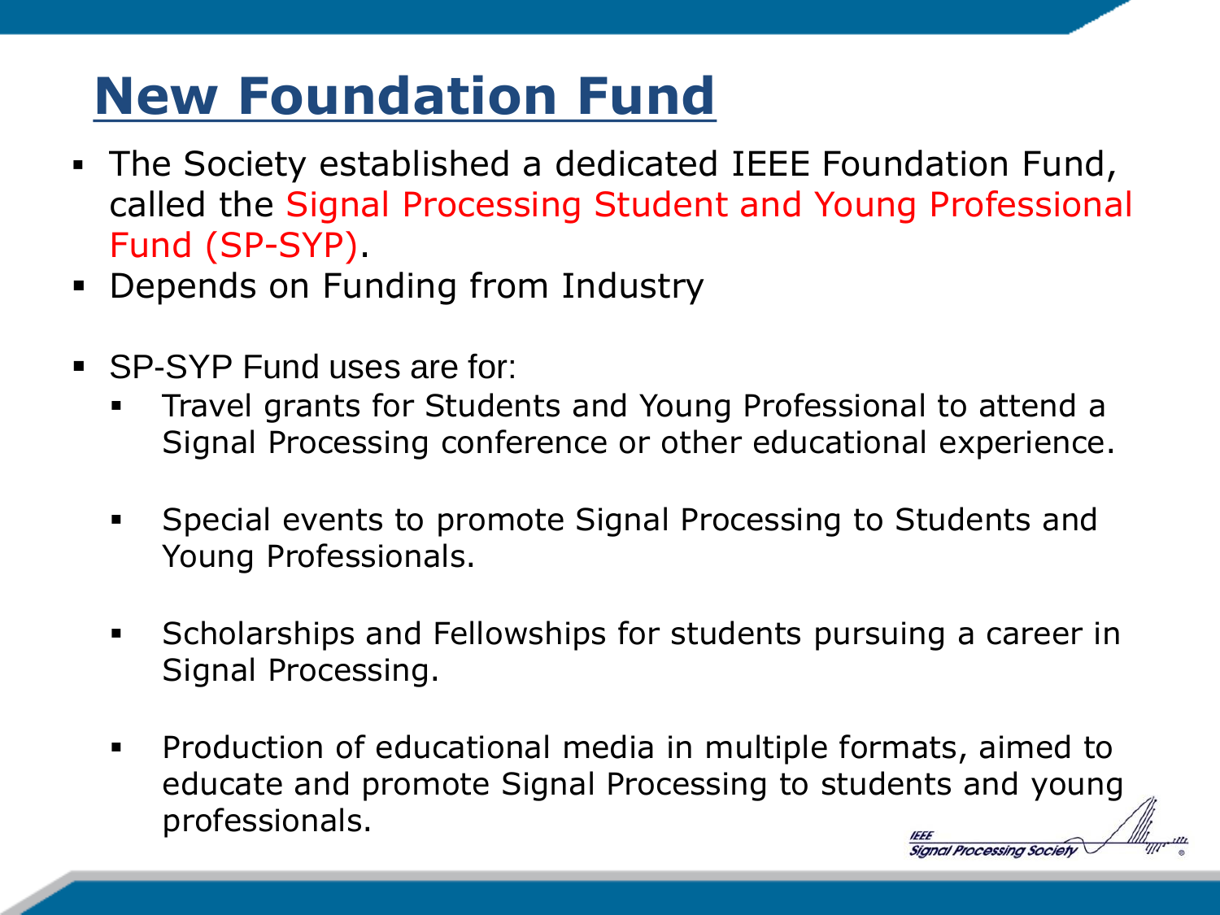# New Foundation Fund

- The Society established a dedicated IEEE Foundation Fund, called the Signal Processing Student and Young Professional Fund (SP-SYP).
- Depends on Funding from Industry
- SP-SYP Fund uses are for:
  - Travel grants for Students and Young Professional to attend a Signal Processing conference or other educational experience.
  - Special events to promote Signal Processing to Students and Young Professionals.
  - Scholarships and Fellowships for students pursuing a career in Signal Processing.
  - Production of educational media in multiple formats, aimed to educate and promote Signal Processing to students and young professionals.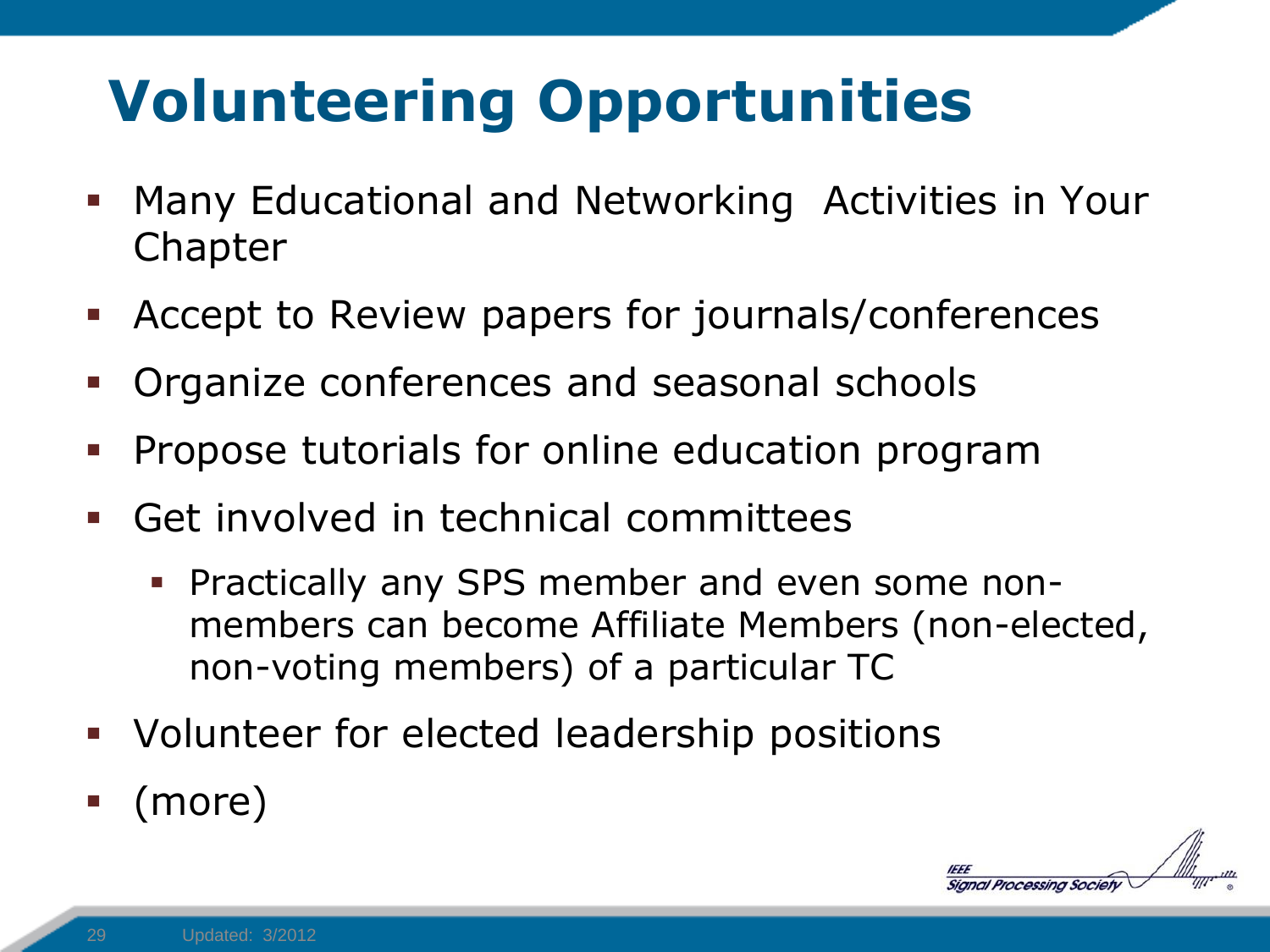# Volunteering Opportunities

- Many Educational and Networking Activities in Your Chapter
- Accept to Review papers for journals/conferences
- Organize conferences and seasonal schools
- Propose tutorials for online education program
- Get involved in technical committees
  - Practically any SPS member and even some non-members can become Affiliate Members (non-elected, non-voting members) of a particular TC
- Volunteer for elected leadership positions
- (more)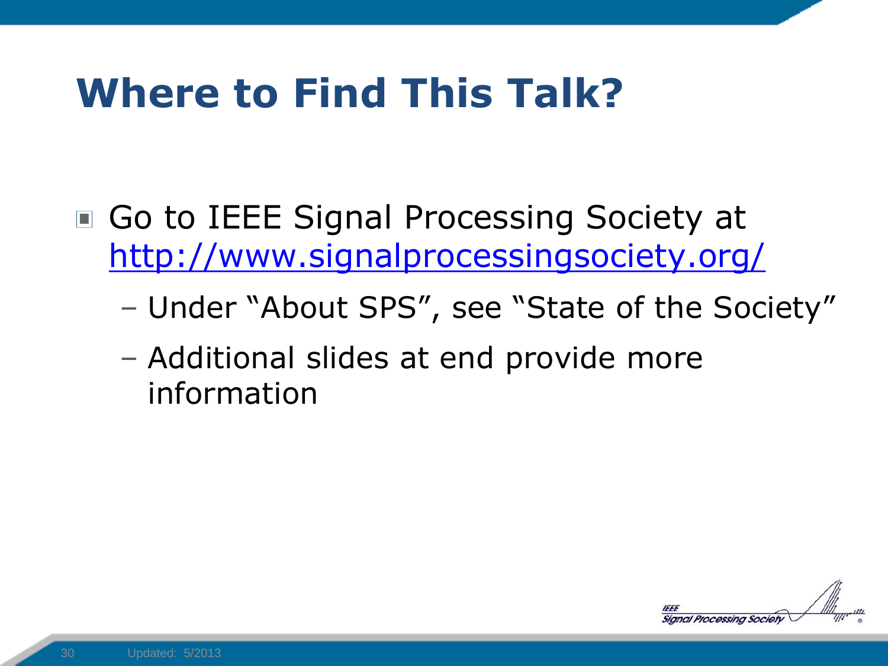# Where to Find This Talk?

- Go to IEEE Signal Processing Society at http://www.signalprocessingsociety.org/
  - Under “About SPS”, see “State of the Society”
  - Additional slides at end provide more information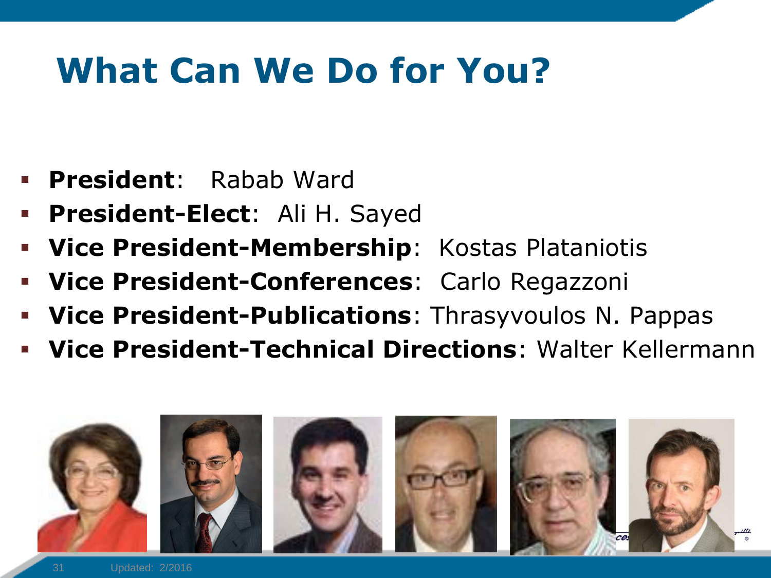# What Can We Do for You?

- **President**: Rabab Ward
- **President-Elect**: Ali H. Sayed
- **Vice President-Membership**: Kostas Plataniotis
- **Vice President-Conferences**: Carlo Regazzoni
- **Vice President-Publications**: Thrasyvoulos N. Pappas
- **Vice President-Technical Directions**: Walter Kellermann

Updated: 2/2016